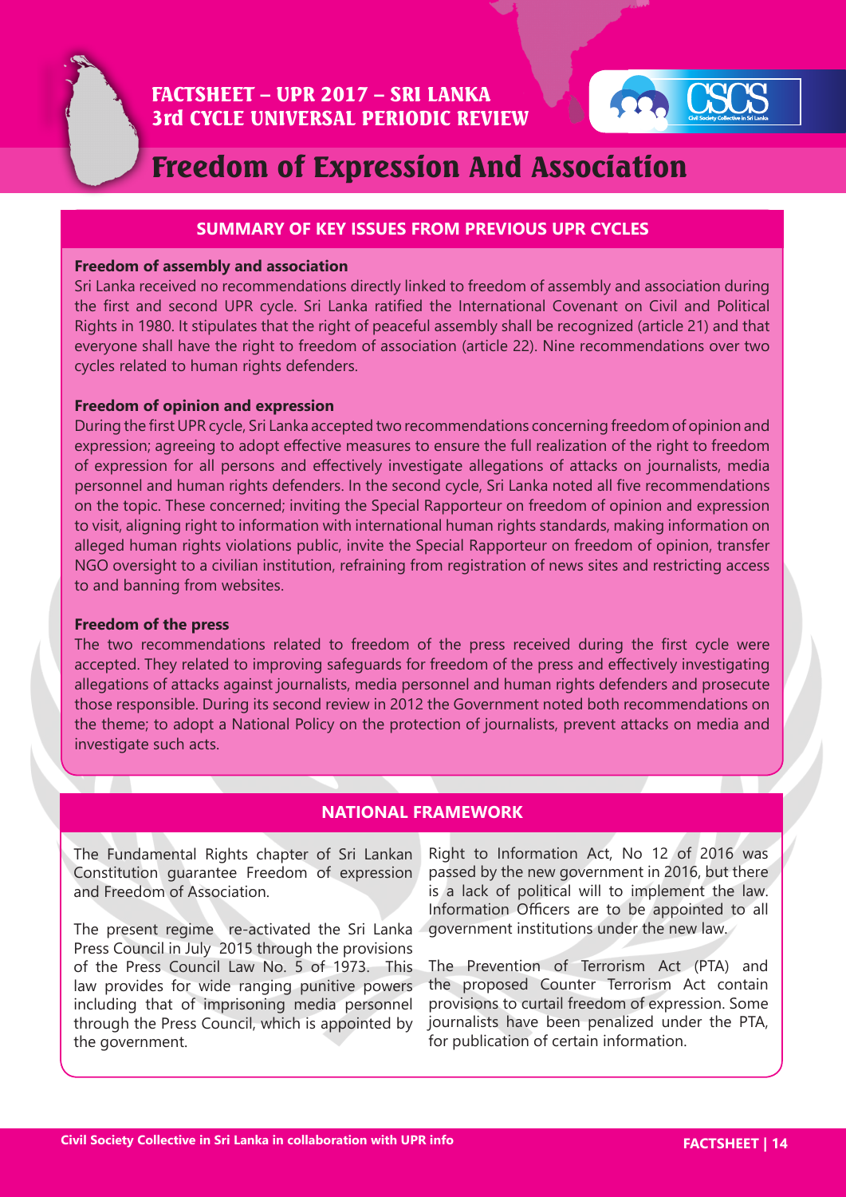FACTSHEET – UPR 2017 – SRI LANKA
3rd CYCLE UNIVERSAL PERIODIC REVIEW

# Freedom of Expression And Association

## SUMMARY OF KEY ISSUES FROM PREVIOUS UPR CYCLES

**Freedom of assembly and association**

Sri Lanka received no recommendations directly linked to freedom of assembly and association during the first and second UPR cycle. Sri Lanka ratified the International Covenant on Civil and Political Rights in 1980. It stipulates that the right of peaceful assembly shall be recognized (article 21) and that everyone shall have the right to freedom of association (article 22). Nine recommendations over two cycles related to human rights defenders.

**Freedom of opinion and expression**

During the first UPR cycle, Sri Lanka accepted two recommendations concerning freedom of opinion and expression; agreeing to adopt effective measures to ensure the full realization of the right to freedom of expression for all persons and effectively investigate allegations of attacks on journalists, media personnel and human rights defenders. In the second cycle, Sri Lanka noted all five recommendations on the topic. These concerned; inviting the Special Rapporteur on freedom of opinion and expression to visit, aligning right to information with international human rights standards, making information on alleged human rights violations public, invite the Special Rapporteur on freedom of opinion, transfer NGO oversight to a civilian institution, refraining from registration of news sites and restricting access to and banning from websites.

**Freedom of the press**

The two recommendations related to freedom of the press received during the first cycle were accepted. They related to improving safeguards for freedom of the press and effectively investigating allegations of attacks against journalists, media personnel and human rights defenders and prosecute those responsible. During its second review in 2012 the Government noted both recommendations on the theme; to adopt a National Policy on the protection of journalists, prevent attacks on media and investigate such acts.

## NATIONAL FRAMEWORK

The Fundamental Rights chapter of Sri Lankan Constitution guarantee Freedom of expression and Freedom of Association.

The present regime re-activated the Sri Lanka Press Council in July 2015 through the provisions of the Press Council Law No. 5 of 1973. This law provides for wide ranging punitive powers including that of imprisoning media personnel through the Press Council, which is appointed by the government.

Right to Information Act, No 12 of 2016 was passed by the new government in 2016, but there is a lack of political will to implement the law. Information Officers are to be appointed to all government institutions under the new law.

The Prevention of Terrorism Act (PTA) and the proposed Counter Terrorism Act contain provisions to curtail freedom of expression. Some journalists have been penalized under the PTA, for publication of certain information.

Civil Society Collective in Sri Lanka in collaboration with UPR info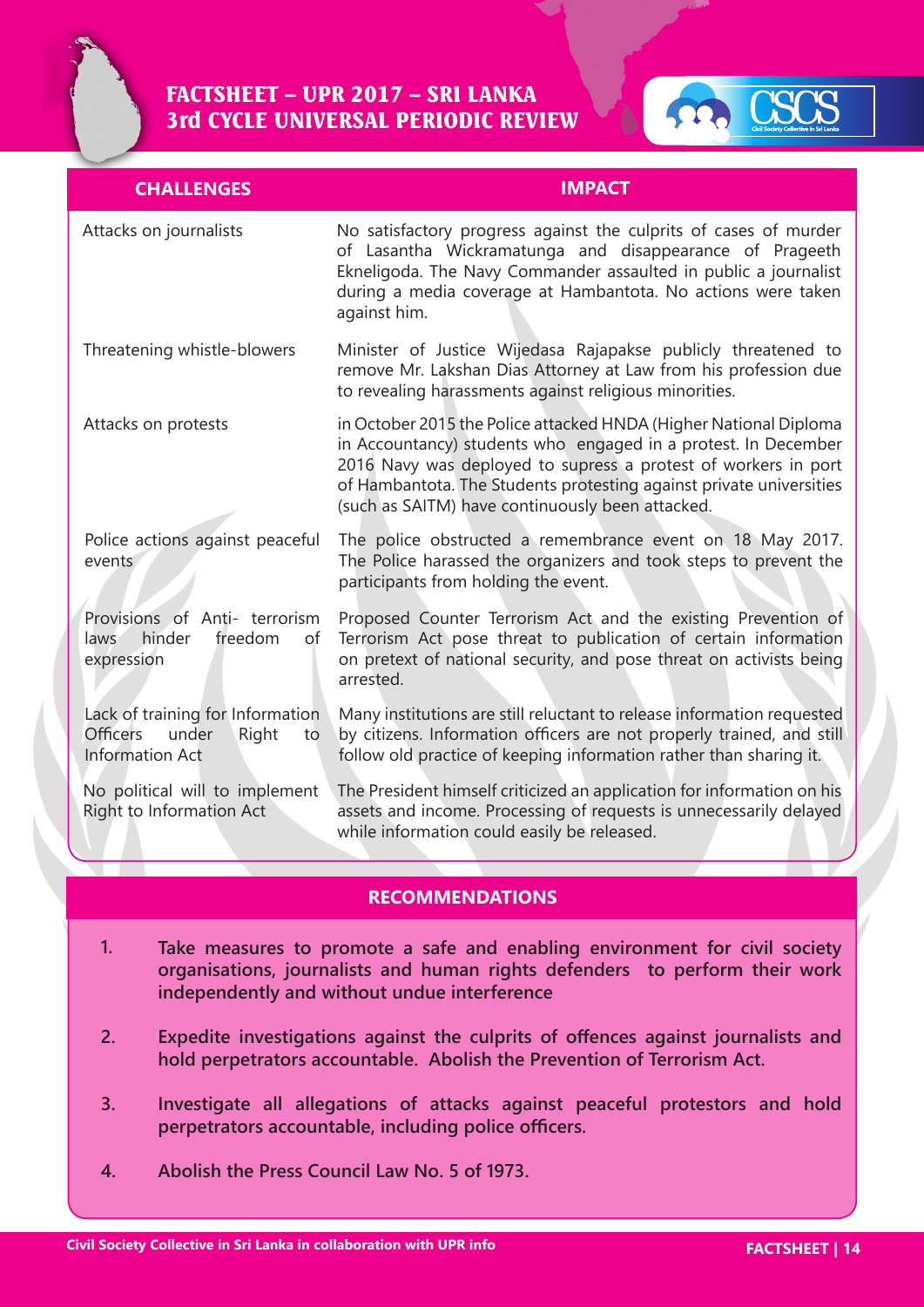# FACTSHEET – UPR 2017 – SRI LANKA
## 3rd CYCLE UNIVERSAL PERIODIC REVIEW

| CHALLENGES | IMPACT |
|---|---|
| Attacks on journalists | No satisfactory progress against the culprits of cases of murder of Lasantha Wickramatunga and disappearance of Prageeth Ekneligoda. The Navy Commander assaulted in public a journalist during a media coverage at Hambantota. No actions were taken against him. |
| Threatening whistle-blowers | Minister of Justice Wijedasa Rajapakse publicly threatened to remove Mr. Lakshan Dias Attorney at Law from his profession due to revealing harassments against religious minorities. |
| Attacks on protests | in October 2015 the Police attacked HNDA (Higher National Diploma in Accountancy) students who engaged in a protest. In December 2016 Navy was deployed to supress a protest of workers in port of Hambantota. The Students protesting against private universities (such as SAITM) have continuously been attacked. |
| Police actions against peaceful events | The police obstructed a remembrance event on 18 May 2017. The Police harassed the organizers and took steps to prevent the participants from holding the event. |
| Provisions of Anti- terrorism laws hinder freedom of expression | Proposed Counter Terrorism Act and the existing Prevention of Terrorism Act pose threat to publication of certain information on pretext of national security, and pose threat on activists being arrested. |
| Lack of training for Information Officers under Right to Information Act | Many institutions are still reluctant to release information requested by citizens. Information officers are not properly trained, and still follow old practice of keeping information rather than sharing it. |
| No political will to implement Right to Information Act | The President himself criticized an application for information on his assets and income. Processing of requests is unnecessarily delayed while information could easily be released. |

## RECOMMENDATIONS

1. **Take measures to promote a safe and enabling environment for civil society organisations, journalists and human rights defenders to perform their work independently and without undue interference**
2. **Expedite investigations against the culprits of offences against journalists and hold perpetrators accountable. Abolish the Prevention of Terrorism Act.**
3. **Investigate all allegations of attacks against peaceful protestors and hold perpetrators accountable, including police officers.**
4. **Abolish the Press Council Law No. 5 of 1973.**

Civil Society Collective in Sri Lanka in collaboration with UPR info